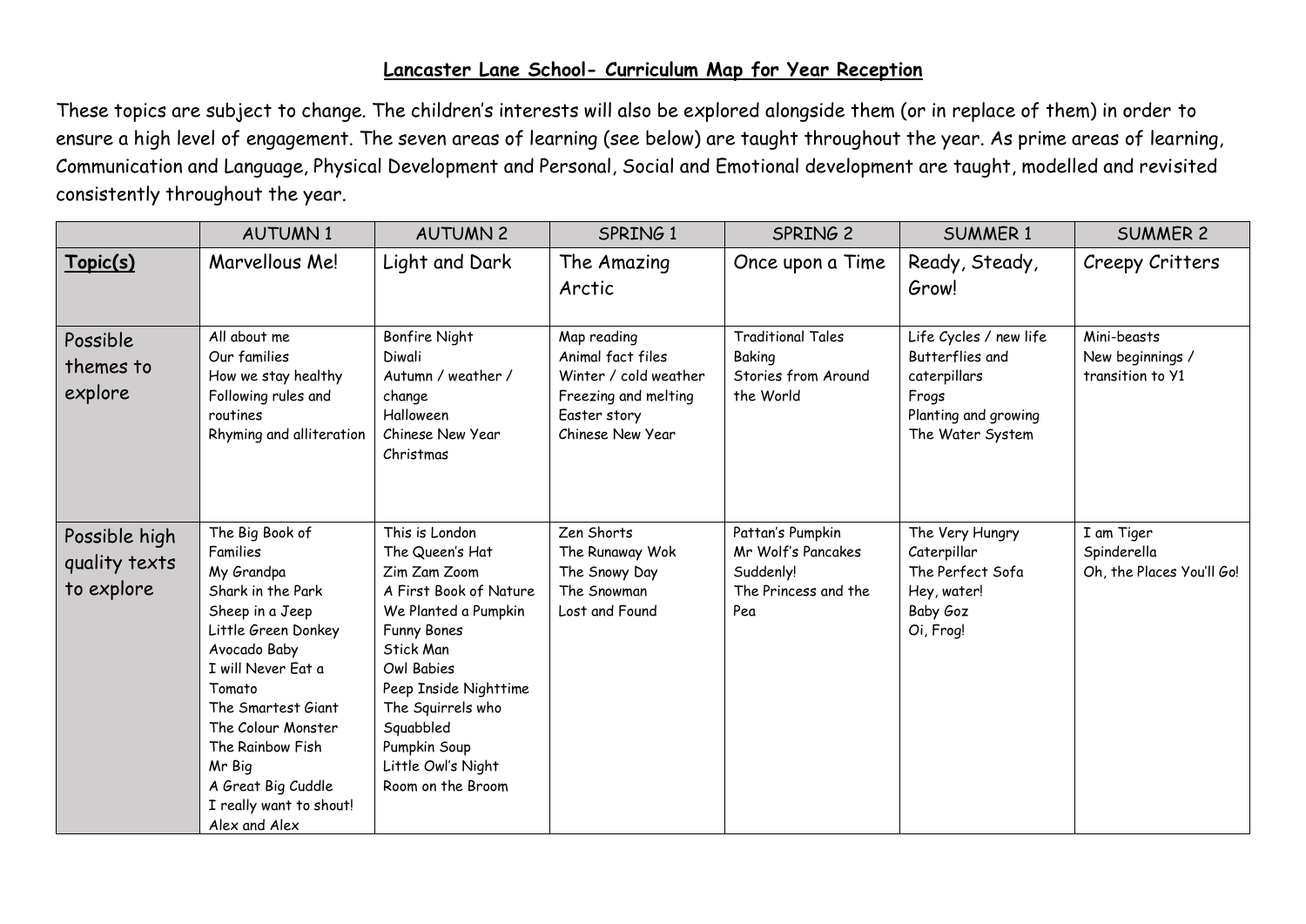**Lancaster Lane School- Curriculum Map for Year Reception**

These topics are subject to change. The children's interests will also be explored alongside them (or in replace of them) in order to ensure a high level of engagement. The seven areas of learning (see below) are taught throughout the year. As prime areas of learning, Communication and Language, Physical Development and Personal, Social and Emotional development are taught, modelled and revisited consistently throughout the year.

| | AUTUMN 1 | AUTUMN 2 | SPRING 1 | SPRING 2 | SUMMER 1 | SUMMER 2 |
|---|---|---|---|---|---|---|
| **Topic(s)** | Marvellous Me! | Light and Dark | The Amazing Arctic | Once upon a Time | Ready, Steady, Grow! | Creepy Critters |
| Possible themes to explore | All about me<br>Our families<br>How we stay healthy<br>Following rules and routines<br>Rhyming and alliteration | Bonfire Night<br>Diwali<br>Autumn / weather / change<br>Halloween<br>Chinese New Year<br>Christmas | Map reading<br>Animal fact files<br>Winter / cold weather<br>Freezing and melting<br>Easter story<br>Chinese New Year | Traditional Tales<br>Baking<br>Stories from Around the World | Life Cycles / new life<br>Butterflies and caterpillars<br>Frogs<br>Planting and growing<br>The Water System | Mini-beasts<br>New beginnings / transition to Y1 |
| Possible high quality texts to explore | The Big Book of Families<br>My Grandpa<br>Shark in the Park<br>Sheep in a Jeep<br>Little Green Donkey<br>Avocado Baby<br>I will Never Eat a Tomato<br>The Smartest Giant<br>The Colour Monster<br>The Rainbow Fish<br>Mr Big<br>A Great Big Cuddle<br>I really want to shout!<br>Alex and Alex | This is London<br>The Queen's Hat<br>Zim Zam Zoom<br>A First Book of Nature<br>We Planted a Pumpkin<br>Funny Bones<br>Stick Man<br>Owl Babies<br>Peep Inside Nighttime<br>The Squirrels who Squabbled<br>Pumpkin Soup<br>Little Owl's Night<br>Room on the Broom | Zen Shorts<br>The Runaway Wok<br>The Snowy Day<br>The Snowman<br>Lost and Found | Pattan's Pumpkin<br>Mr Wolf's Pancakes<br>Suddenly!<br>The Princess and the Pea | The Very Hungry Caterpillar<br>The Perfect Sofa<br>Hey, water!<br>Baby Goz<br>Oi, Frog! | I am Tiger<br>Spinderella<br>Oh, the Places You'll Go! |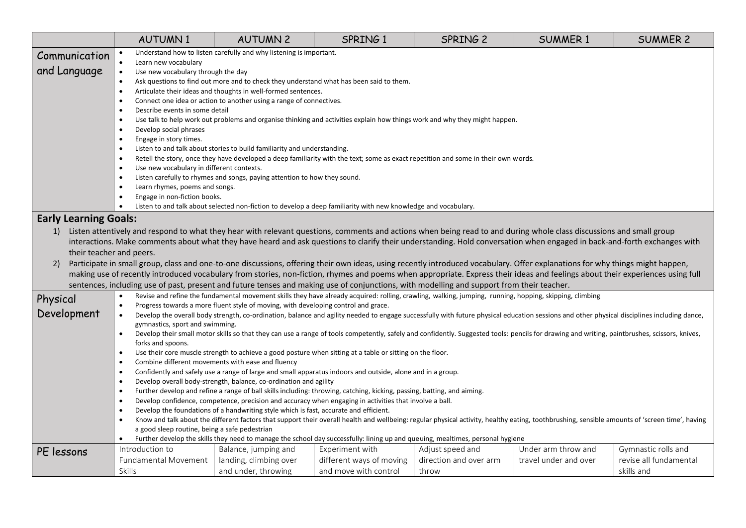| | AUTUMN 1 | AUTUMN 2 | SPRING 1 | SPRING 2 | SUMMER 1 | SUMMER 2 |
|---|---|---|---|---|---|---|
| Communication and Language | • Understand how to listen carefully and why listening is important.<br>• Learn new vocabulary<br>• Use new vocabulary through the day<br>• Ask questions to find out more and to check they understand what has been said to them.<br>• Articulate their ideas and thoughts in well-formed sentences.<br>• Connect one idea or action to another using a range of connectives.<br>• Describe events in some detail<br>• Use talk to help work out problems and organise thinking and activities explain how things work and why they might happen.<br>• Develop social phrases<br>• Engage in story times.<br>• Listen to and talk about stories to build familiarity and understanding.<br>• Retell the story, once they have developed a deep familiarity with the text; some as exact repetition and some in their own words.<br>• Use new vocabulary in different contexts.<br>• Listen carefully to rhymes and songs, paying attention to how they sound.<br>• Learn rhymes, poems and songs.<br>• Engage in non-fiction books.<br>• Listen to and talk about selected non-fiction to develop a deep familiarity with new knowledge and vocabulary. | | | | | |
| **Early Learning Goals:**<br>1) Listen attentively and respond to what they hear with relevant questions, comments and actions when being read to and during whole class discussions and small group interactions. Make comments about what they have heard and ask questions to clarify their understanding. Hold conversation when engaged in back-and-forth exchanges with their teacher and peers.<br>2) Participate in small group, class and one-to-one discussions, offering their own ideas, using recently introduced vocabulary. Offer explanations for why things might happen, making use of recently introduced vocabulary from stories, non-fiction, rhymes and poems when appropriate. Express their ideas and feelings about their experiences using full sentences, including use of past, present and future tenses and making use of conjunctions, with modelling and support from their teacher. | | | | | | |
| Physical Development | • Revise and refine the fundamental movement skills they have already acquired: rolling, crawling, walking, jumping, running, hopping, skipping, climbing<br>• Progress towards a more fluent style of moving, with developing control and grace.<br>• Develop the overall body strength, co-ordination, balance and agility needed to engage successfully with future physical education sessions and other physical disciplines including dance, gymnastics, sport and swimming.<br>• Develop their small motor skills so that they can use a range of tools competently, safely and confidently. Suggested tools: pencils for drawing and writing, paintbrushes, scissors, knives, forks and spoons.<br>• Use their core muscle strength to achieve a good posture when sitting at a table or sitting on the floor.<br>• Combine different movements with ease and fluency<br>• Confidently and safely use a range of large and small apparatus indoors and outside, alone and in a group.<br>• Develop overall body-strength, balance, co-ordination and agility<br>• Further develop and refine a range of ball skills including: throwing, catching, kicking, passing, batting, and aiming.<br>• Develop confidence, competence, precision and accuracy when engaging in activities that involve a ball.<br>• Develop the foundations of a handwriting style which is fast, accurate and efficient.<br>• Know and talk about the different factors that support their overall health and wellbeing: regular physical activity, healthy eating, toothbrushing, sensible amounts of 'screen time', having a good sleep routine, being a safe pedestrian<br>• Further develop the skills they need to manage the school day successfully: lining up and queuing, mealtimes, personal hygiene | | | | | |
| PE lessons | Introduction to Fundamental Movement Skills | Balance, jumping and landing, climbing over and under, throwing | Experiment with different ways of moving and move with control | Adjust speed and direction and over arm throw | Under arm throw and travel under and over | Gymnastic rolls and revise all fundamental skills and |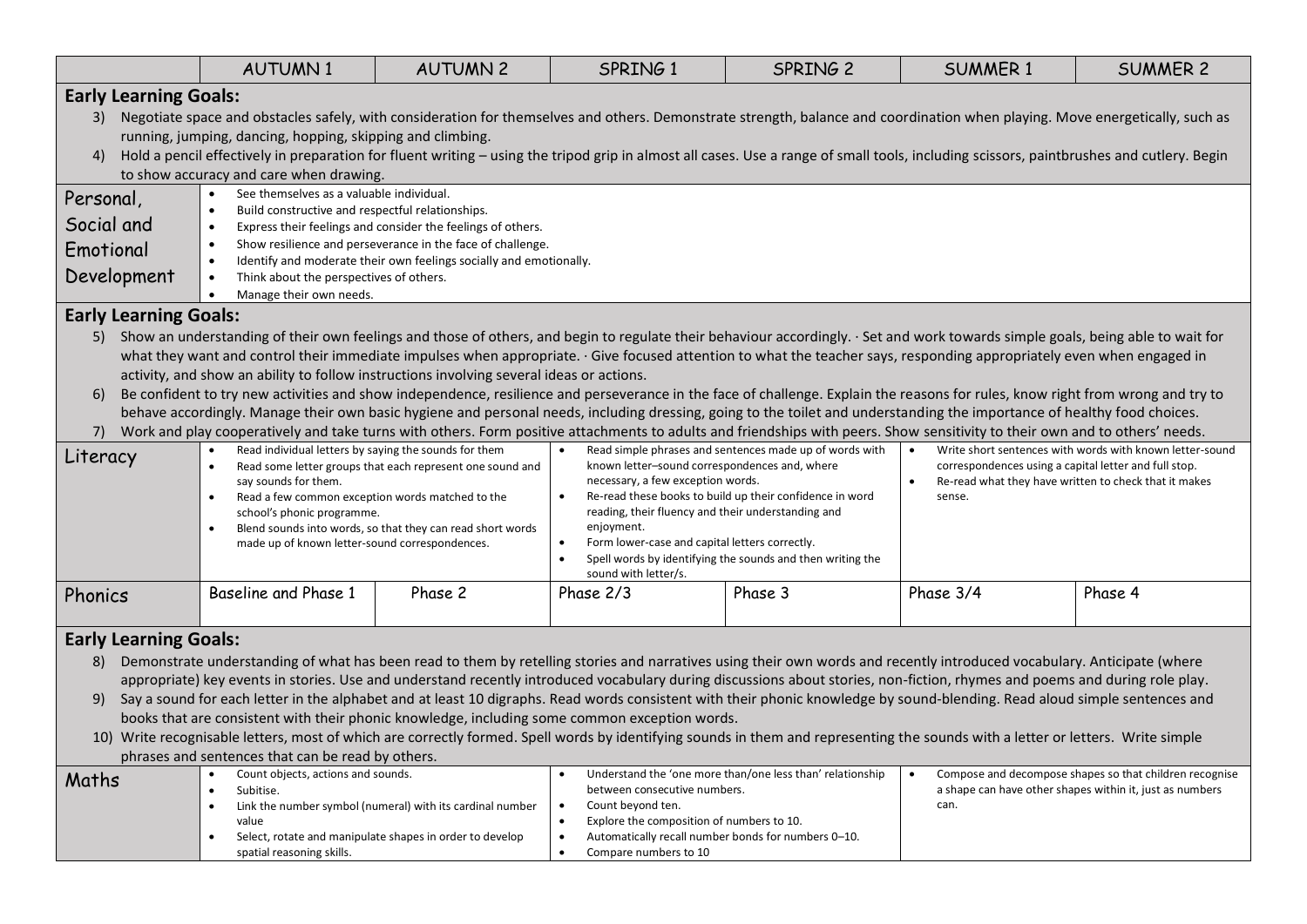| | AUTUMN 1 | AUTUMN 2 | SPRING 1 | SPRING 2 | SUMMER 1 | SUMMER 2 |
|---|---|---|---|---|---|---|
| **Early Learning Goals:** 3) Negotiate space and obstacles safely, with consideration for themselves and others. Demonstrate strength, balance and coordination when playing. Move energetically, such as running, jumping, dancing, hopping, skipping and climbing. 4) Hold a pencil effectively in preparation for fluent writing – using the tripod grip in almost all cases. Use a range of small tools, including scissors, paintbrushes and cutlery. Begin to show accuracy and care when drawing. | | | | | | |
| Personal, Social and Emotional Development | • See themselves as a valuable individual.<br>• Build constructive and respectful relationships.<br>• Express their feelings and consider the feelings of others.<br>• Show resilience and perseverance in the face of challenge.<br>• Identify and moderate their own feelings socially and emotionally.<br>• Think about the perspectives of others.<br>• Manage their own needs. | | | | | |
| **Early Learning Goals:** 5) Show an understanding of their own feelings and those of others, and begin to regulate their behaviour accordingly. · Set and work towards simple goals, being able to wait for what they want and control their immediate impulses when appropriate. · Give focused attention to what the teacher says, responding appropriately even when engaged in activity, and show an ability to follow instructions involving several ideas or actions. 6) Be confident to try new activities and show independence, resilience and perseverance in the face of challenge. Explain the reasons for rules, know right from wrong and try to behave accordingly. Manage their own basic hygiene and personal needs, including dressing, going to the toilet and understanding the importance of healthy food choices. 7) Work and play cooperatively and take turns with others. Form positive attachments to adults and friendships with peers. Show sensitivity to their own and to others' needs. | | | | | | |
| Literacy | • Read individual letters by saying the sounds for them<br>• Read some letter groups that each represent one sound and say sounds for them.<br>• Read a few common exception words matched to the school's phonic programme.<br>• Blend sounds into words, so that they can read short words made up of known letter-sound correspondences. | | • Read simple phrases and sentences made up of words with known letter–sound correspondences and, where necessary, a few exception words.<br>• Re-read these books to build up their confidence in word reading, their fluency and their understanding and enjoyment.<br>• Form lower-case and capital letters correctly.<br>• Spell words by identifying the sounds and then writing the sound with letter/s. | | • Write short sentences with words with known letter-sound correspondences using a capital letter and full stop.<br>• Re-read what they have written to check that it makes sense. | |
| Phonics | Baseline and Phase 1 | Phase 2 | Phase 2/3 | Phase 3 | Phase 3/4 | Phase 4 |
| **Early Learning Goals:** 8) Demonstrate understanding of what has been read to them by retelling stories and narratives using their own words and recently introduced vocabulary. Anticipate (where appropriate) key events in stories. Use and understand recently introduced vocabulary during discussions about stories, non-fiction, rhymes and poems and during role play. 9) Say a sound for each letter in the alphabet and at least 10 digraphs. Read words consistent with their phonic knowledge by sound-blending. Read aloud simple sentences and books that are consistent with their phonic knowledge, including some common exception words. 10) Write recognisable letters, most of which are correctly formed. Spell words by identifying sounds in them and representing the sounds with a letter or letters. Write simple phrases and sentences that can be read by others. | | | | | | |
| Maths | • Count objects, actions and sounds.<br>• Subitise.<br>• Link the number symbol (numeral) with its cardinal number value<br>• Select, rotate and manipulate shapes in order to develop spatial reasoning skills. | | • Understand the 'one more than/one less than' relationship between consecutive numbers.<br>• Count beyond ten.<br>• Explore the composition of numbers to 10.<br>• Automatically recall number bonds for numbers 0–10.<br>• Compare numbers to 10 | | • Compose and decompose shapes so that children recognise a shape can have other shapes within it, just as numbers can. | |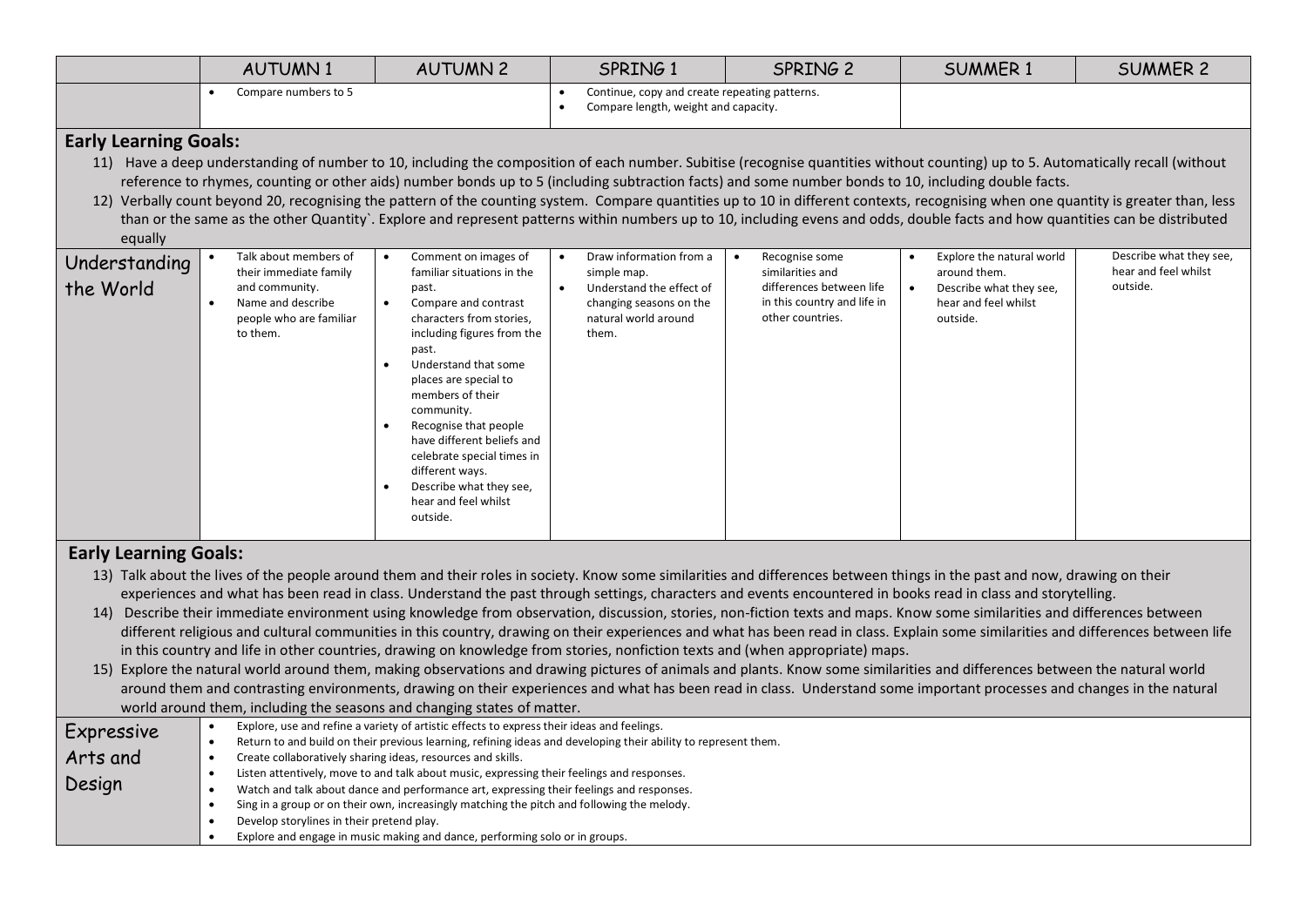| | AUTUMN 1 | AUTUMN 2 | SPRING 1 | SPRING 2 | SUMMER 1 | SUMMER 2 |
|---|---|---|---|---|---|---|
| | • Compare numbers to 5 | | • Continue, copy and create repeating patterns.<br>• Compare length, weight and capacity. | | | |

**Early Learning Goals:**

11) Have a deep understanding of number to 10, including the composition of each number. Subitise (recognise quantities without counting) up to 5. Automatically recall (without reference to rhymes, counting or other aids) number bonds up to 5 (including subtraction facts) and some number bonds to 10, including double facts.
12) Verbally count beyond 20, recognising the pattern of the counting system. Compare quantities up to 10 in different contexts, recognising when one quantity is greater than, less than or the same as the other Quantity`. Explore and represent patterns within numbers up to 10, including evens and odds, double facts and how quantities can be distributed equally

| | AUTUMN 1 | AUTUMN 2 | SPRING 1 | SPRING 2 | SUMMER 1 | SUMMER 2 |
|---|---|---|---|---|---|---|
| Understanding the World | • Talk about members of their immediate family and community.<br>• Name and describe people who are familiar to them. | • Comment on images of familiar situations in the past.<br>• Compare and contrast characters from stories, including figures from the past.<br>• Understand that some places are special to members of their community.<br>• Recognise that people have different beliefs and celebrate special times in different ways.<br>• Describe what they see, hear and feel whilst outside. | • Draw information from a simple map.<br>• Understand the effect of changing seasons on the natural world around them. | • Recognise some similarities and differences between life in this country and life in other countries. | • Explore the natural world around them.<br>• Describe what they see, hear and feel whilst outside. | Describe what they see, hear and feel whilst outside. |

**Early Learning Goals:**

13) Talk about the lives of the people around them and their roles in society. Know some similarities and differences between things in the past and now, drawing on their experiences and what has been read in class. Understand the past through settings, characters and events encountered in books read in class and storytelling.
14) Describe their immediate environment using knowledge from observation, discussion, stories, non-fiction texts and maps. Know some similarities and differences between different religious and cultural communities in this country, drawing on their experiences and what has been read in class. Explain some similarities and differences between life in this country and life in other countries, drawing on knowledge from stories, nonfiction texts and (when appropriate) maps.
15) Explore the natural world around them, making observations and drawing pictures of animals and plants. Know some similarities and differences between the natural world around them and contrasting environments, drawing on their experiences and what has been read in class. Understand some important processes and changes in the natural world around them, including the seasons and changing states of matter.

| | |
|---|---|
| Expressive Arts and Design | • Explore, use and refine a variety of artistic effects to express their ideas and feelings.<br>• Return to and build on their previous learning, refining ideas and developing their ability to represent them.<br>• Create collaboratively sharing ideas, resources and skills.<br>• Listen attentively, move to and talk about music, expressing their feelings and responses.<br>• Watch and talk about dance and performance art, expressing their feelings and responses.<br>• Sing in a group or on their own, increasingly matching the pitch and following the melody.<br>• Develop storylines in their pretend play.<br>• Explore and engage in music making and dance, performing solo or in groups. |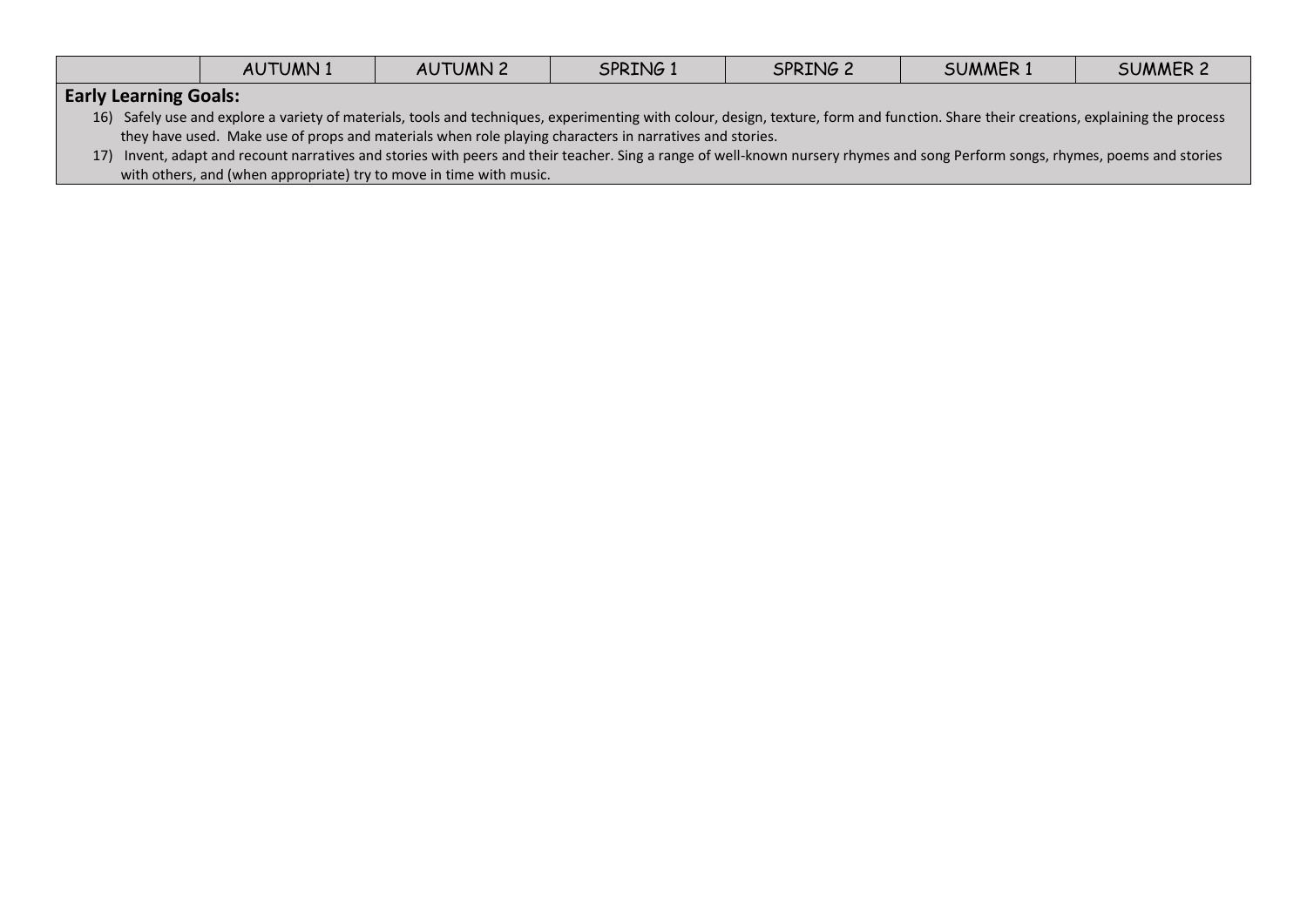| | AUTUMN 1 | AUTUMN 2 | SPRING 1 | SPRING 2 | SUMMER 1 | SUMMER 2 |
|---|---|---|---|---|---|---|

**Early Learning Goals:**

16) Safely use and explore a variety of materials, tools and techniques, experimenting with colour, design, texture, form and function. Share their creations, explaining the process they have used. Make use of props and materials when role playing characters in narratives and stories.
17) Invent, adapt and recount narratives and stories with peers and their teacher. Sing a range of well-known nursery rhymes and song Perform songs, rhymes, poems and stories with others, and (when appropriate) try to move in time with music.